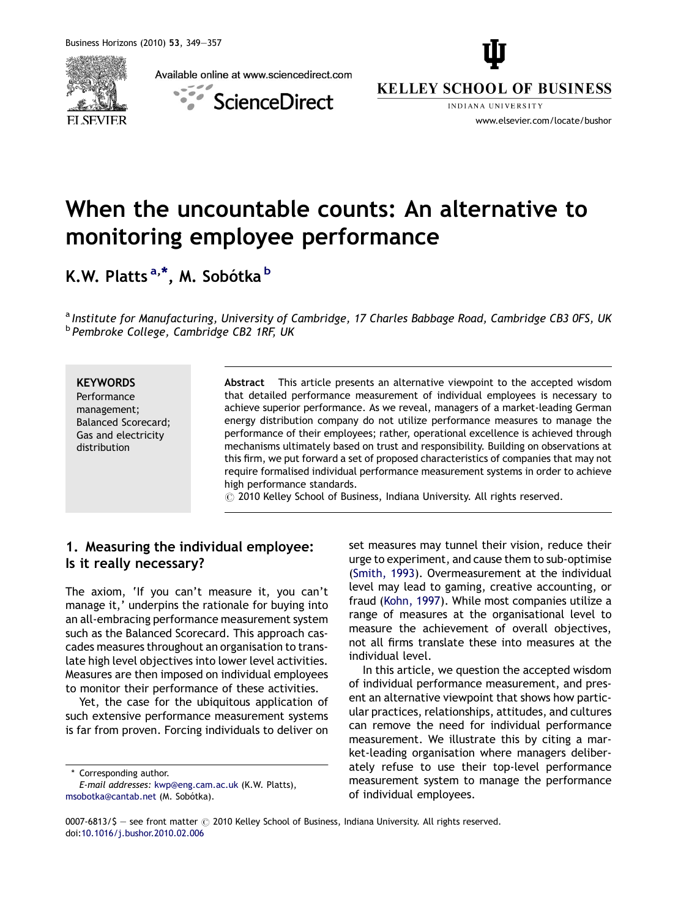# When the uncountable counts: An alternative to monitoring employee performance

**K.W. Platts [a,*], M. Sobótka [b]**

[a] *Institute for Manufacturing, University of Cambridge, 17 Charles Babbage Road, Cambridge CB3 0FS, UK*
[b] *Pembroke College, Cambridge CB2 1RF, UK*

**KEYWORDS**
Performance management;
Balanced Scorecard;
Gas and electricity distribution

**Abstract** This article presents an alternative viewpoint to the accepted wisdom that detailed performance measurement of individual employees is necessary to achieve superior performance. As we reveal, managers of a market-leading German energy distribution company do not utilize performance measures to manage the performance of their employees; rather, operational excellence is achieved through mechanisms ultimately based on trust and responsibility. Building on observations at this firm, we put forward a set of proposed characteristics of companies that may not require formalised individual performance measurement systems in order to achieve high performance standards.
© 2010 Kelley School of Business, Indiana University. All rights reserved.

## 1. Measuring the individual employee: Is it really necessary?

The axiom, 'If you can't measure it, you can't manage it,' underpins the rationale for buying into an all-embracing performance measurement system such as the Balanced Scorecard. This approach cascades measures throughout an organisation to translate high level objectives into lower level activities. Measures are then imposed on individual employees to monitor their performance of these activities.

Yet, the case for the ubiquitous application of such extensive performance measurement systems is far from proven. Forcing individuals to deliver on set measures may tunnel their vision, reduce their urge to experiment, and cause them to sub-optimise (Smith, 1993). Overmeasurement at the individual level may lead to gaming, creative accounting, or fraud (Kohn, 1997). While most companies utilize a range of measures at the organisational level to measure the achievement of overall objectives, not all firms translate these into measures at the individual level.

In this article, we question the accepted wisdom of individual performance measurement, and present an alternative viewpoint that shows how particular practices, relationships, attitudes, and cultures can remove the need for individual performance measurement. We illustrate this by citing a market-leading organisation where managers deliberately refuse to use their top-level performance measurement system to manage the performance of individual employees.

\* Corresponding author.
*E-mail addresses:* kwp@eng.cam.ac.uk (K.W. Platts), msobotka@cantab.net (M. Sobótka).

0007-6813/$ — see front matter © 2010 Kelley School of Business, Indiana University. All rights reserved.
doi:10.1016/j.bushor.2010.02.006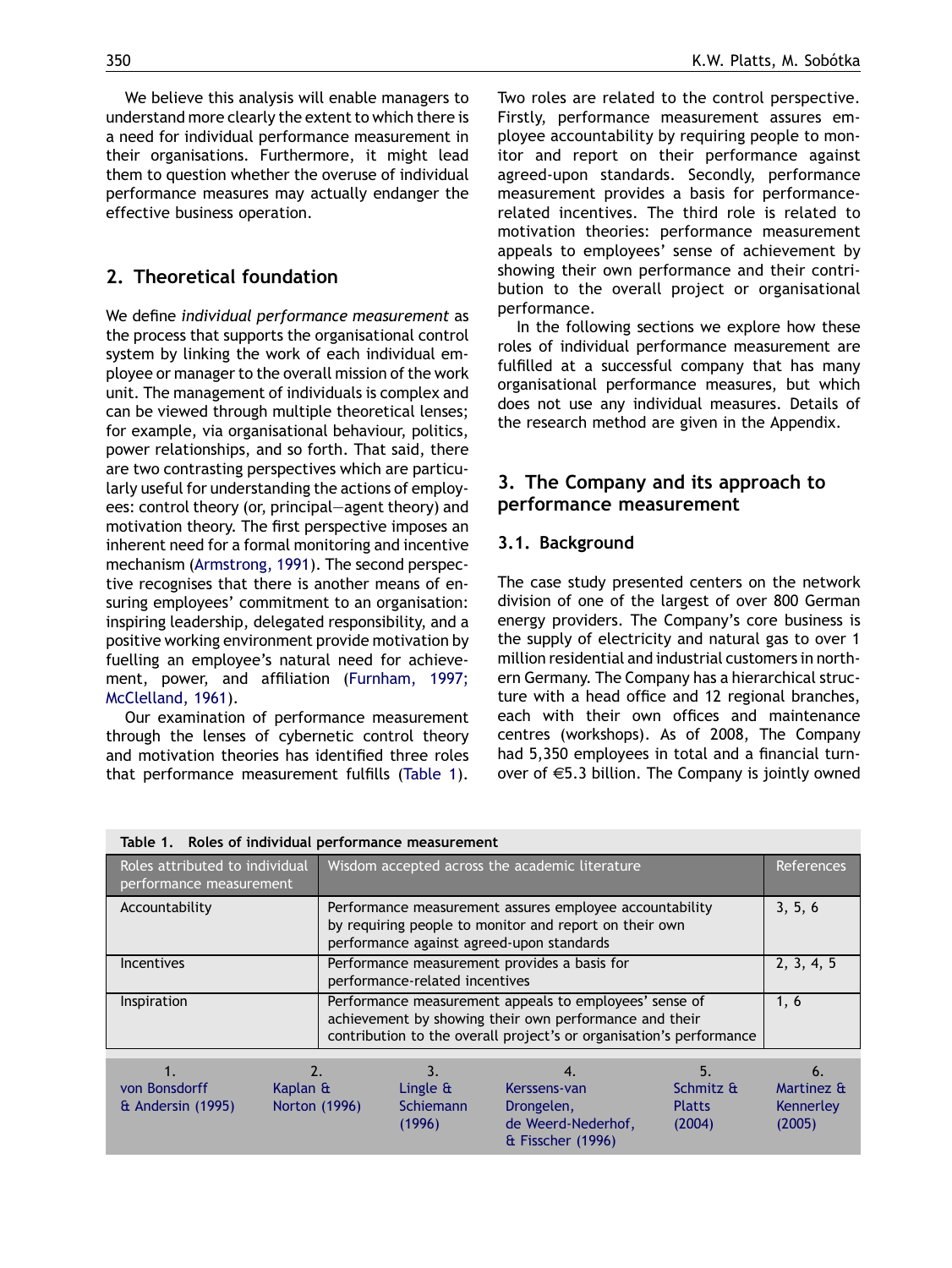We believe this analysis will enable managers to understand more clearly the extent to which there is a need for individual performance measurement in their organisations. Furthermore, it might lead them to question whether the overuse of individual performance measures may actually endanger the effective business operation.

## 2. Theoretical foundation

We define *individual performance measurement* as the process that supports the organisational control system by linking the work of each individual employee or manager to the overall mission of the work unit. The management of individuals is complex and can be viewed through multiple theoretical lenses; for example, via organisational behaviour, politics, power relationships, and so forth. That said, there are two contrasting perspectives which are particularly useful for understanding the actions of employees: control theory (or, principal—agent theory) and motivation theory. The first perspective imposes an inherent need for a formal monitoring and incentive mechanism (Armstrong, 1991). The second perspective recognises that there is another means of ensuring employees' commitment to an organisation: inspiring leadership, delegated responsibility, and a positive working environment provide motivation by fuelling an employee's natural need for achievement, power, and affiliation (Furnham, 1997; McClelland, 1961).

Our examination of performance measurement through the lenses of cybernetic control theory and motivation theories has identified three roles that performance measurement fulfills (Table 1). Two roles are related to the control perspective. Firstly, performance measurement assures employee accountability by requiring people to monitor and report on their performance against agreed-upon standards. Secondly, performance measurement provides a basis for performance-related incentives. The third role is related to motivation theories: performance measurement appeals to employees' sense of achievement by showing their own performance and their contribution to the overall project or organisational performance.

In the following sections we explore how these roles of individual performance measurement are fulfilled at a successful company that has many organisational performance measures, but which does not use any individual measures. Details of the research method are given in the Appendix.

**Table 1. Roles of individual performance measurement**

| Roles attributed to individual performance measurement | Wisdom accepted across the academic literature | References |
|---|---|---|
| Accountability | Performance measurement assures employee accountability by requiring people to monitor and report on their own performance against agreed-upon standards | 3, 5, 6 |
| Incentives | Performance measurement provides a basis for performance-related incentives | 2, 3, 4, 5 |
| Inspiration | Performance measurement appeals to employees' sense of achievement by showing their own performance and their contribution to the overall project's or organisation's performance | 1, 6 |

1. von Bonsdorff & Andersin (1995)
2. Kaplan & Norton (1996)
3. Lingle & Schiemann (1996)
4. Kerssens-van Drongelen, de Weerd-Nederhof, & Fisscher (1996)
5. Schmitz & Platts (2004)
6. Martinez & Kennerley (2005)

## 3. The Company and its approach to performance measurement

### 3.1. Background

The case study presented centers on the network division of one of the largest of over 800 German energy providers. The Company's core business is the supply of electricity and natural gas to over 1 million residential and industrial customers in northern Germany. The Company has a hierarchical structure with a head office and 12 regional branches, each with their own offices and maintenance centres (workshops). As of 2008, The Company had 5,350 employees in total and a financial turnover of €5.3 billion. The Company is jointly owned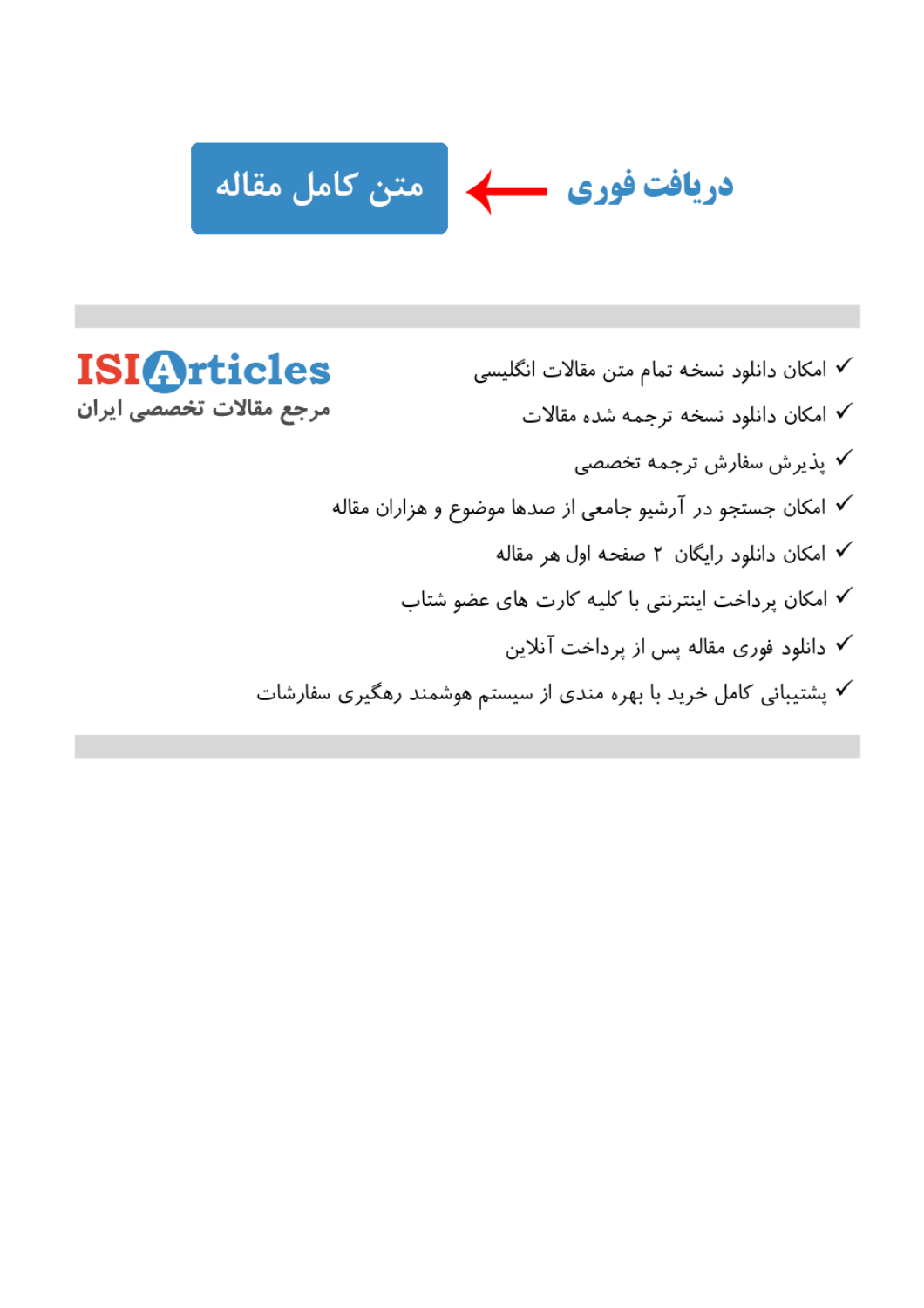دریافت فوری ← **متن کامل مقاله**

**ISIArticles**
مرجع مقالات تخصصی ایران

- ✓ امکان دانلود نسخه تمام متن مقالات انگلیسی
- ✓ امکان دانلود نسخه ترجمه شده مقالات
- ✓ پذیرش سفارش ترجمه تخصصی
- ✓ امکان جستجو در آرشیو جامعی از صدها موضوع و هزاران مقاله
- ✓ امکان دانلود رایگان ۲ صفحه اول هر مقاله
- ✓ امکان پرداخت اینترنتی با کلیه کارت های عضو شتاب
- ✓ دانلود فوری مقاله پس از پرداخت آنلاین
- ✓ پشتیبانی کامل خرید با بهره مندی از سیستم هوشمند رهگیری سفارشات